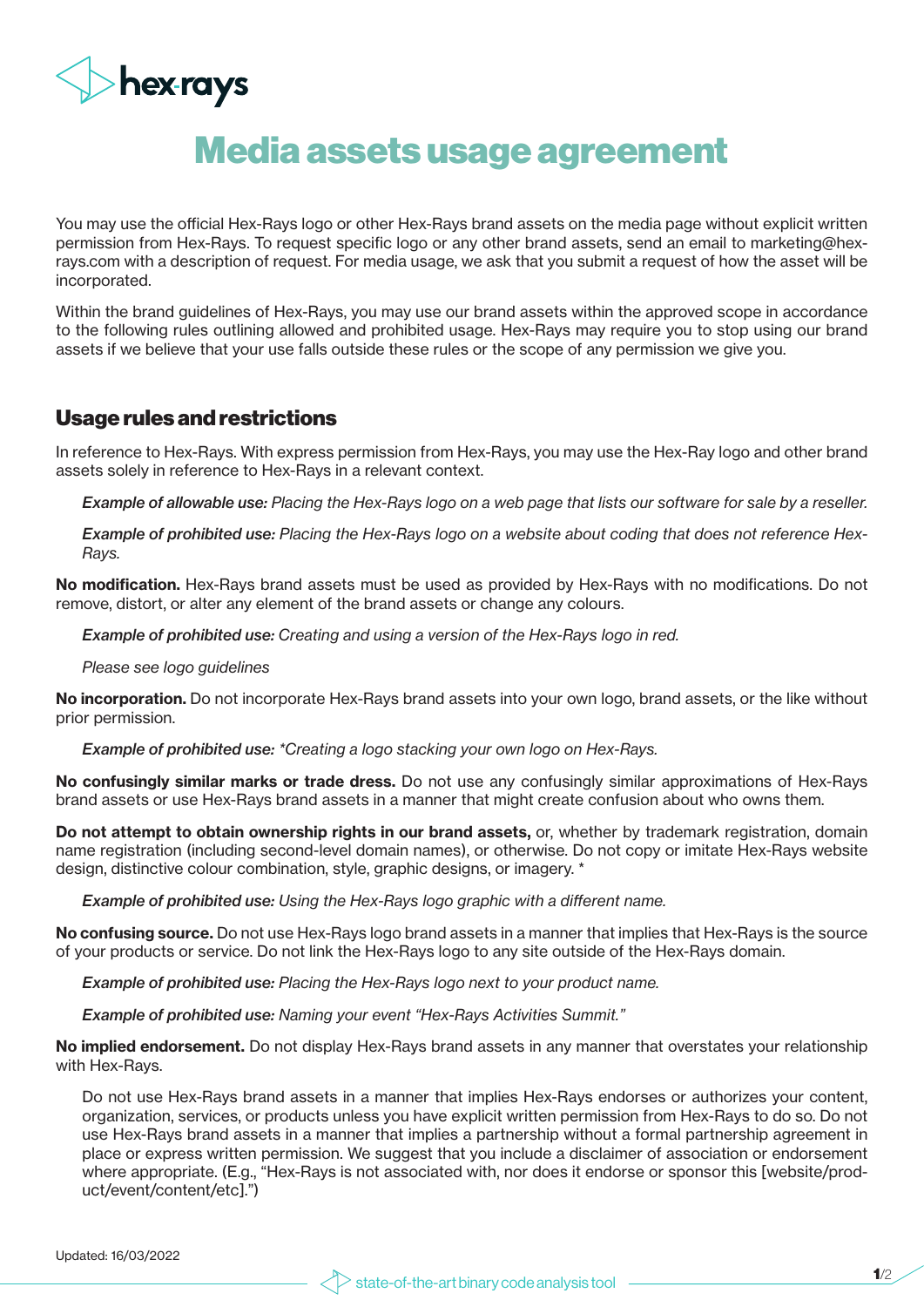hex-rays

# Media assets usage agreement

You may use the official Hex-Rays logo or other Hex-Rays brand assets on the media page without explicit written permission from Hex-Rays. To request specific logo or any other brand assets, send an email to marketing@hex-rays.com with a description of request. For media usage, we ask that you submit a request of how the asset will be incorporated.

Within the brand guidelines of Hex-Rays, you may use our brand assets within the approved scope in accordance to the following rules outlining allowed and prohibited usage. Hex-Rays may require you to stop using our brand assets if we believe that your use falls outside these rules or the scope of any permission we give you.

## Usage rules and restrictions

In reference to Hex-Rays. With express permission from Hex-Rays, you may use the Hex-Ray logo and other brand assets solely in reference to Hex-Rays in a relevant context.

> ***Example of allowable use:*** *Placing the Hex-Rays logo on a web page that lists our software for sale by a reseller.*
>
> ***Example of prohibited use:*** *Placing the Hex-Rays logo on a website about coding that does not reference Hex-Rays.*

**No modification.** Hex-Rays brand assets must be used as provided by Hex-Rays with no modifications. Do not remove, distort, or alter any element of the brand assets or change any colours.

> ***Example of prohibited use:*** *Creating and using a version of the Hex-Rays logo in red.*
>
> *Please see logo guidelines*

**No incorporation.** Do not incorporate Hex-Rays brand assets into your own logo, brand assets, or the like without prior permission.

> ***Example of prohibited use:*** *\*Creating a logo stacking your own logo on Hex-Rays.*

**No confusingly similar marks or trade dress.** Do not use any confusingly similar approximations of Hex-Rays brand assets or use Hex-Rays brand assets in a manner that might create confusion about who owns them.

**Do not attempt to obtain ownership rights in our brand assets,** or, whether by trademark registration, domain name registration (including second-level domain names), or otherwise. Do not copy or imitate Hex-Rays website design, distinctive colour combination, style, graphic designs, or imagery. *

> ***Example of prohibited use:*** *Using the Hex-Rays logo graphic with a different name.*

**No confusing source.** Do not use Hex-Rays logo brand assets in a manner that implies that Hex-Rays is the source of your products or service. Do not link the Hex-Rays logo to any site outside of the Hex-Rays domain.

> ***Example of prohibited use:*** *Placing the Hex-Rays logo next to your product name.*
>
> ***Example of prohibited use:*** *Naming your event "Hex-Rays Activities Summit."*

**No implied endorsement.** Do not display Hex-Rays brand assets in any manner that overstates your relationship with Hex-Rays.

> Do not use Hex-Rays brand assets in a manner that implies Hex-Rays endorses or authorizes your content, organization, services, or products unless you have explicit written permission from Hex-Rays to do so. Do not use Hex-Rays brand assets in a manner that implies a partnership without a formal partnership agreement in place or express written permission. We suggest that you include a disclaimer of association or endorsement where appropriate. (E.g., "Hex-Rays is not associated with, nor does it endorse or sponsor this [website/product/event/content/etc].")

Updated: 16/03/2022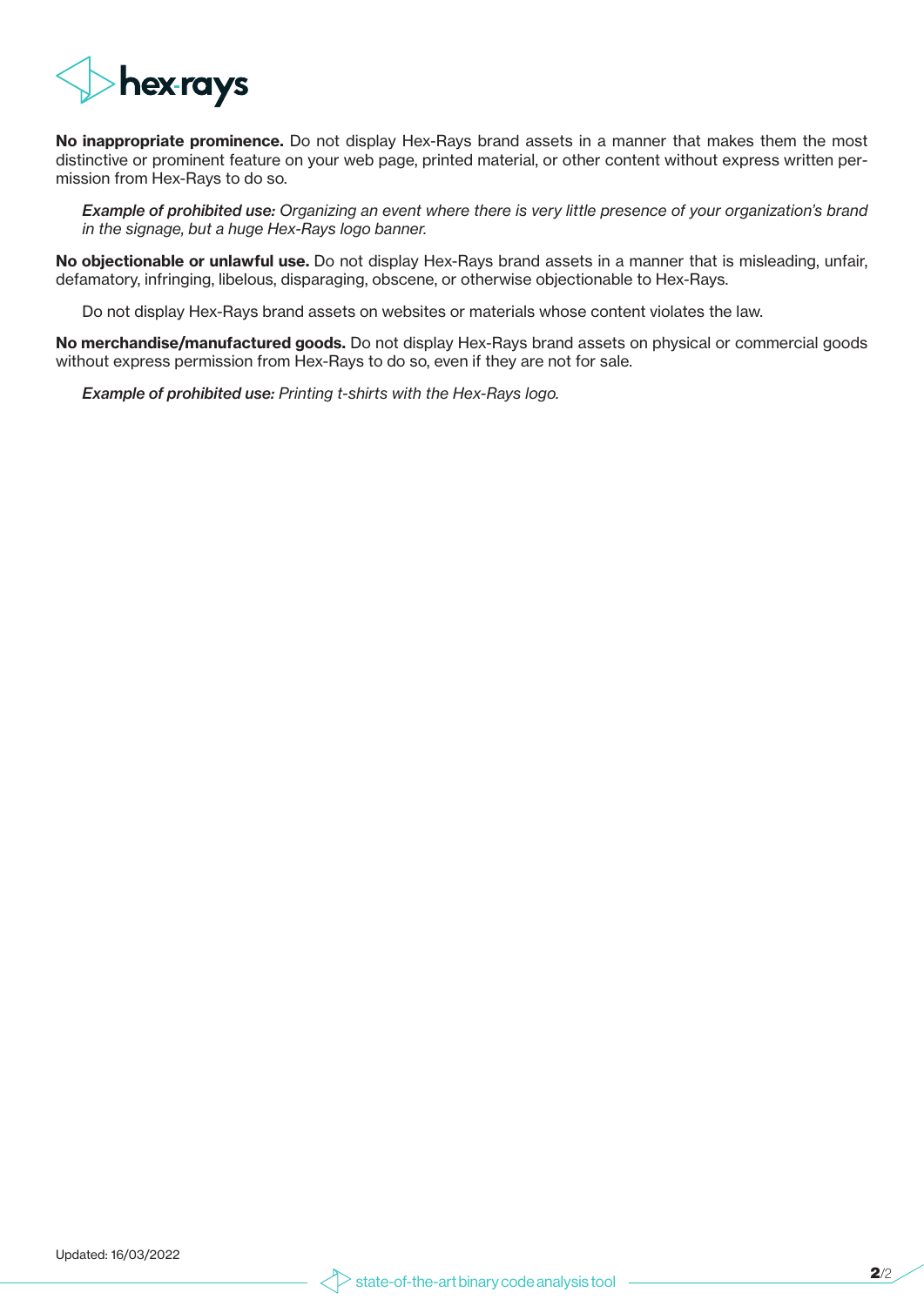**No inappropriate prominence.** Do not display Hex-Rays brand assets in a manner that makes them the most distinctive or prominent feature on your web page, printed material, or other content without express written permission from Hex-Rays to do so.

> ***Example of prohibited use:*** *Organizing an event where there is very little presence of your organization's brand in the signage, but a huge Hex-Rays logo banner.*

**No objectionable or unlawful use.** Do not display Hex-Rays brand assets in a manner that is misleading, unfair, defamatory, infringing, libelous, disparaging, obscene, or otherwise objectionable to Hex-Rays.

> Do not display Hex-Rays brand assets on websites or materials whose content violates the law.

**No merchandise/manufactured goods.** Do not display Hex-Rays brand assets on physical or commercial goods without express permission from Hex-Rays to do so, even if they are not for sale.

> ***Example of prohibited use:*** *Printing t-shirts with the Hex-Rays logo.*

Updated: 16/03/2022